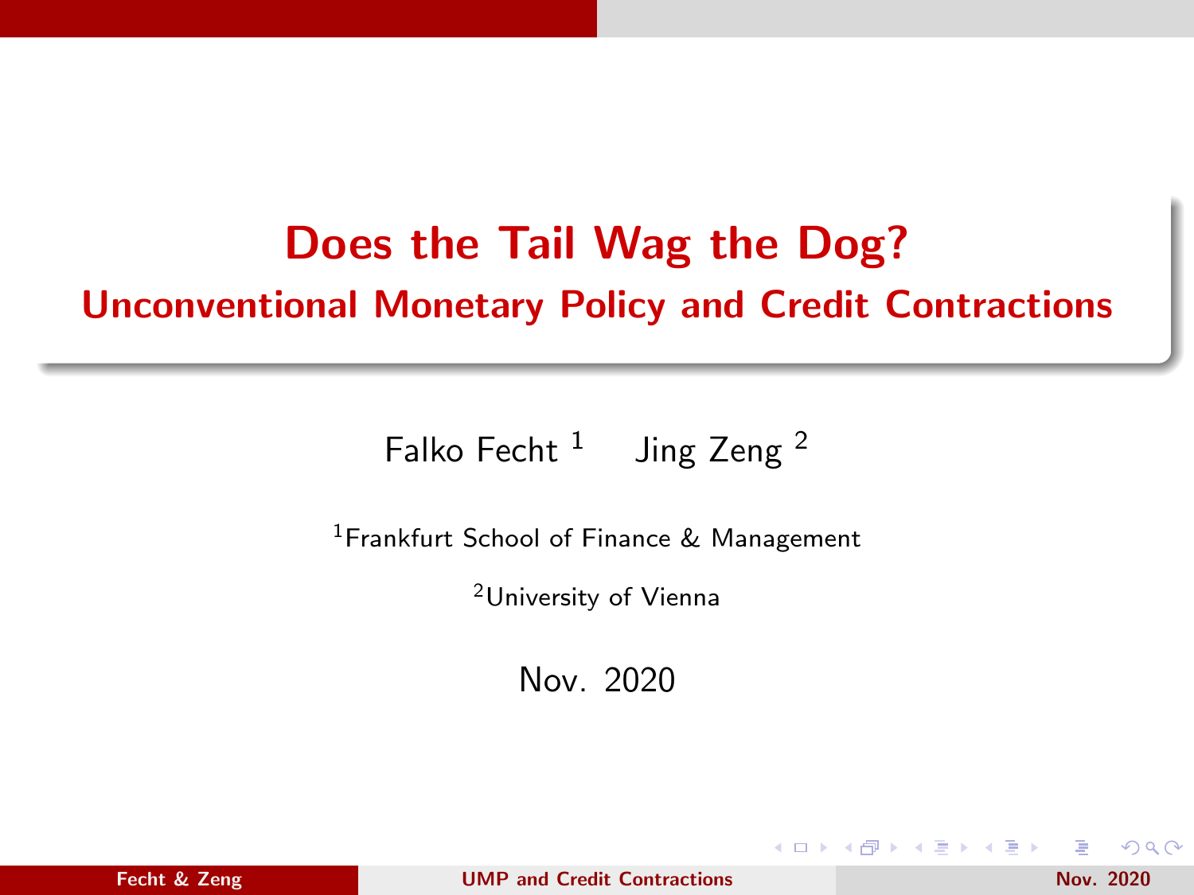# Does the Tail Wag the Dog?

## Unconventional Monetary Policy and Credit Contractions

Falko Fecht [1] Jing Zeng [2]

[1] Frankfurt School of Finance & Management

[2] University of Vienna

Nov. 2020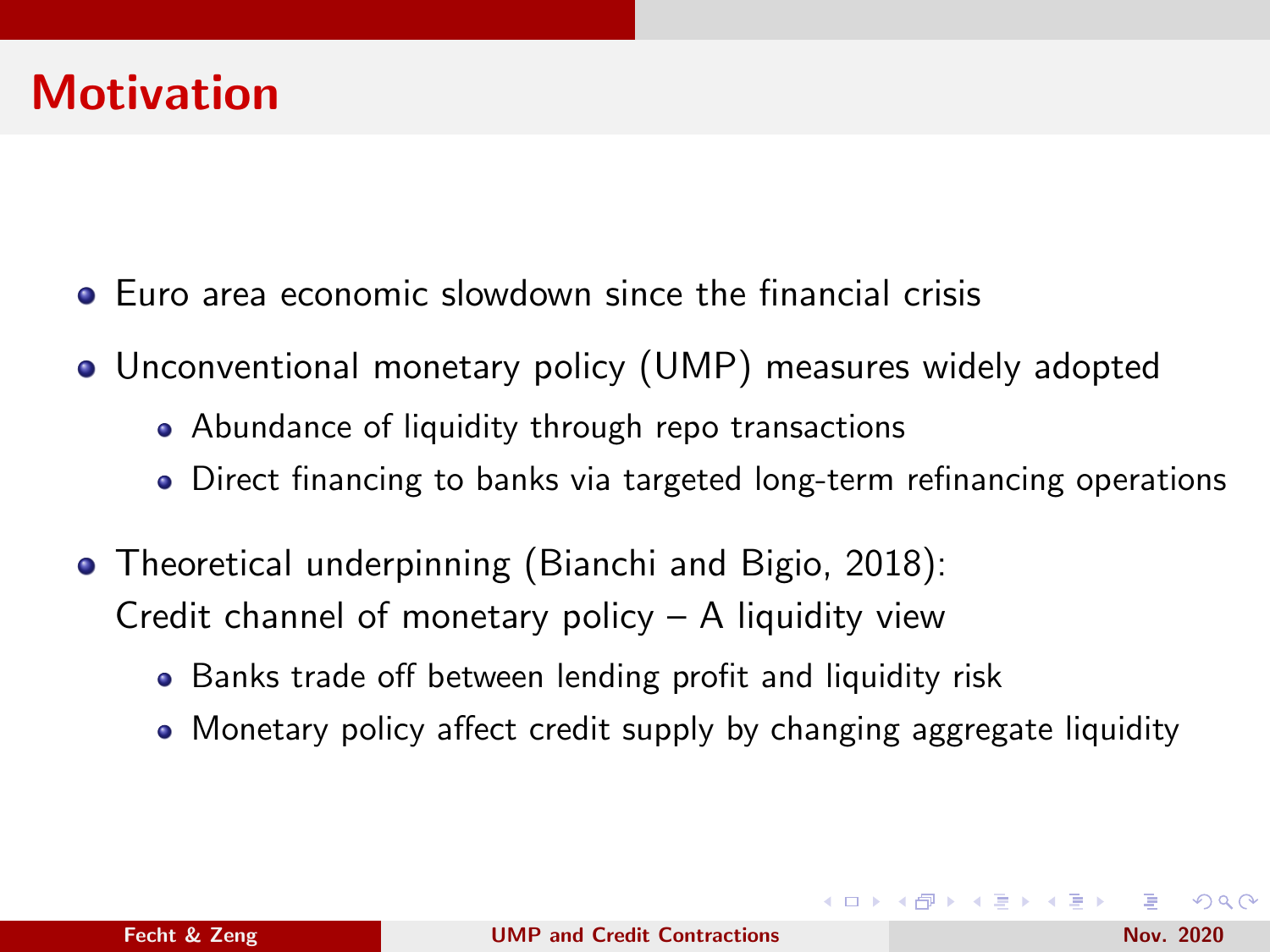# Motivation

- Euro area economic slowdown since the financial crisis
- Unconventional monetary policy (UMP) measures widely adopted
  - Abundance of liquidity through repo transactions
  - Direct financing to banks via targeted long-term refinancing operations
- Theoretical underpinning (Bianchi and Bigio, 2018):
  Credit channel of monetary policy – A liquidity view
  - Banks trade off between lending profit and liquidity risk
  - Monetary policy affect credit supply by changing aggregate liquidity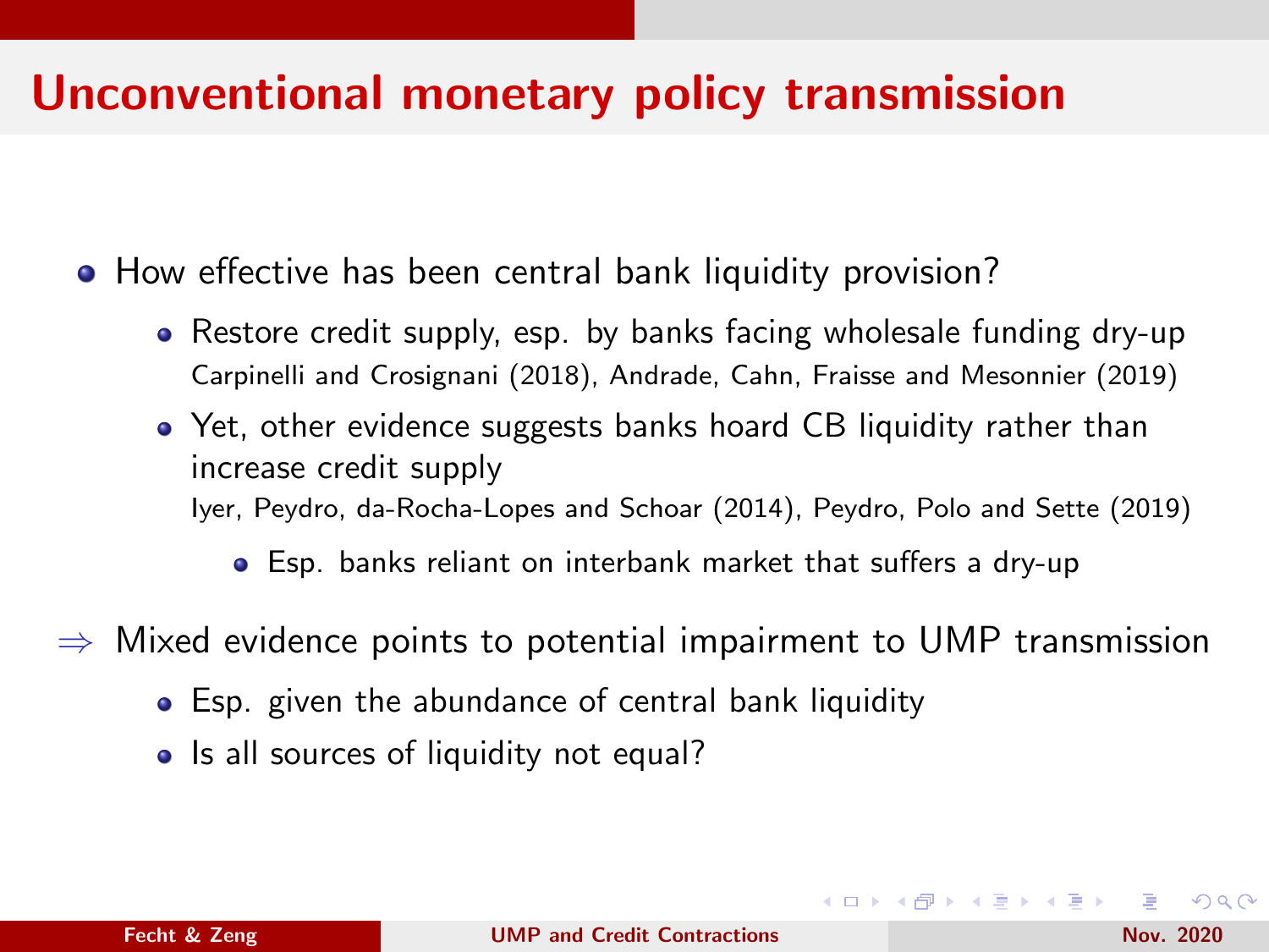# Unconventional monetary policy transmission

- How effective has been central bank liquidity provision?
  - Restore credit supply, esp. by banks facing wholesale funding dry-up
    Carpinelli and Crosignani (2018), Andrade, Cahn, Fraisse and Mesonnier (2019)
  - Yet, other evidence suggests banks hoard CB liquidity rather than increase credit supply
    Iyer, Peydro, da-Rocha-Lopes and Schoar (2014), Peydro, Polo and Sette (2019)
    - Esp. banks reliant on interbank market that suffers a dry-up

⇒ Mixed evidence points to potential impairment to UMP transmission

  - Esp. given the abundance of central bank liquidity
  - Is all sources of liquidity not equal?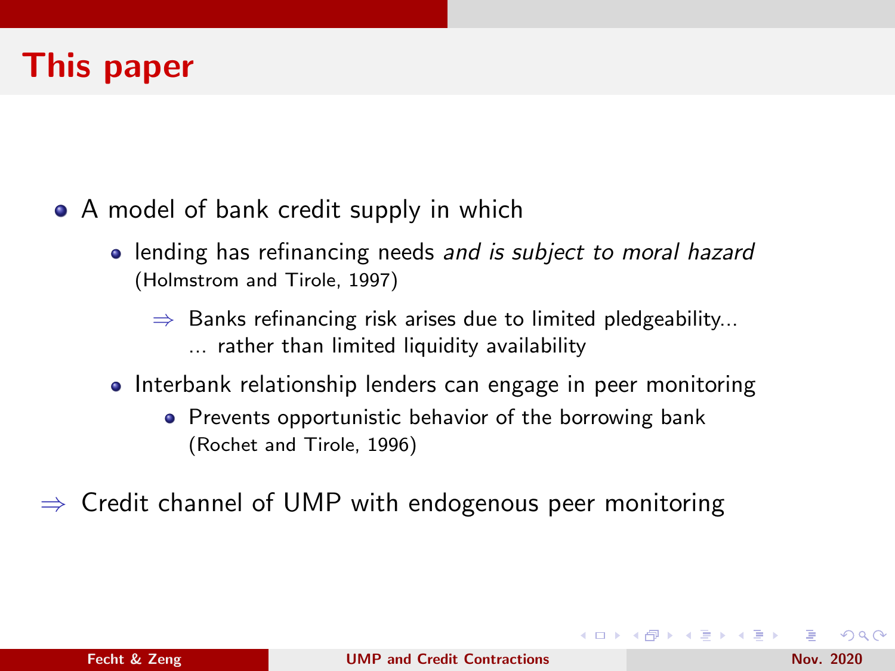# This paper

- A model of bank credit supply in which
  - lending has refinancing needs *and is subject to moral hazard* (Holmstrom and Tirole, 1997)
    - ⇒ Banks refinancing risk arises due to limited pledgeability... ... rather than limited liquidity availability
  - Interbank relationship lenders can engage in peer monitoring
    - Prevents opportunistic behavior of the borrowing bank (Rochet and Tirole, 1996)

⇒ Credit channel of UMP with endogenous peer monitoring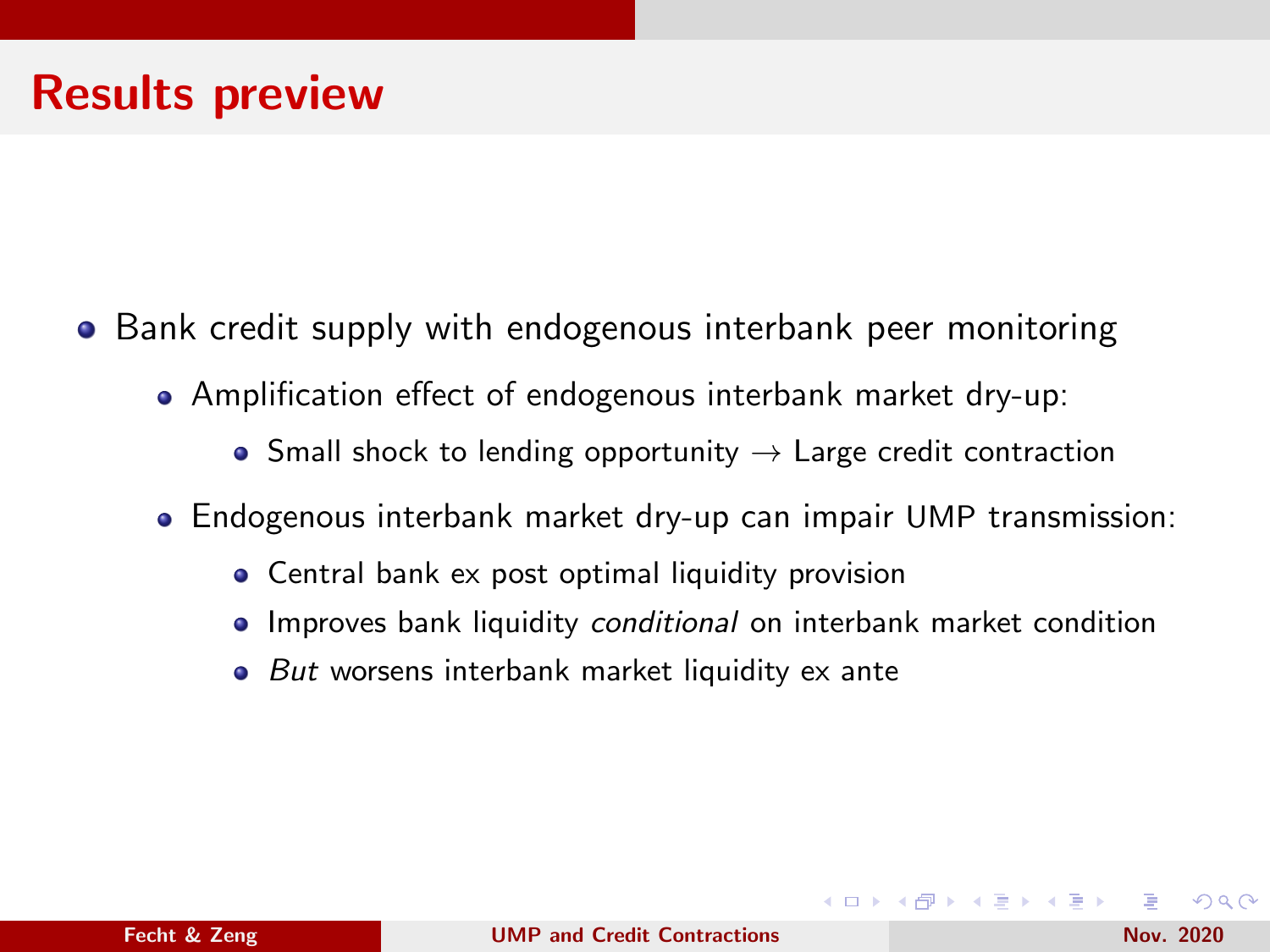# Results preview

- Bank credit supply with endogenous interbank peer monitoring
  - Amplification effect of endogenous interbank market dry-up:
    - Small shock to lending opportunity $\rightarrow$ Large credit contraction
  - Endogenous interbank market dry-up can impair UMP transmission:
    - Central bank ex post optimal liquidity provision
    - Improves bank liquidity *conditional* on interbank market condition
    - *But* worsens interbank market liquidity ex ante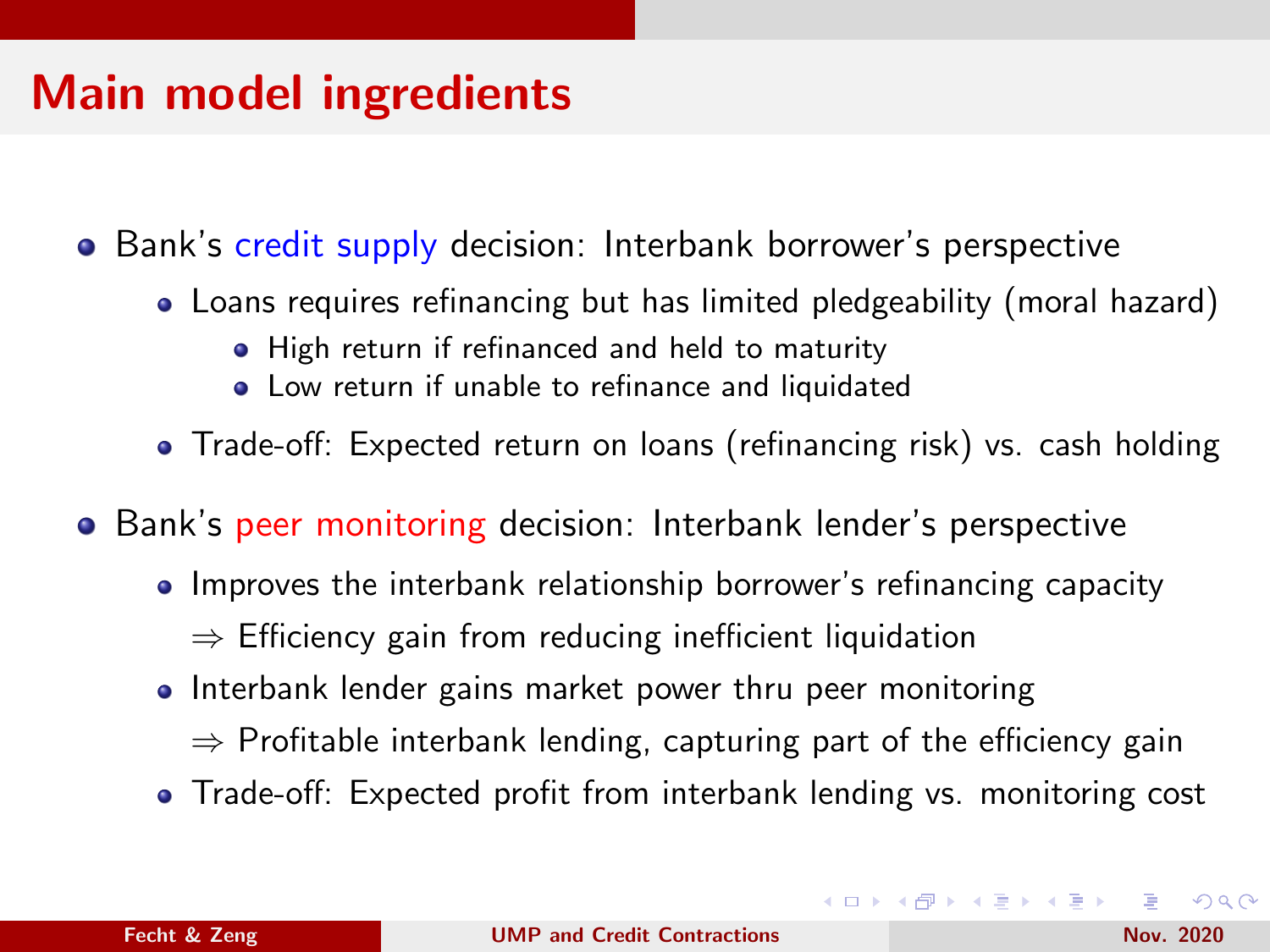# Main model ingredients

- Bank's credit supply decision: Interbank borrower's perspective
  - Loans requires refinancing but has limited pledgeability (moral hazard)
    - High return if refinanced and held to maturity
    - Low return if unable to refinance and liquidated
  - Trade-off: Expected return on loans (refinancing risk) vs. cash holding
- Bank's peer monitoring decision: Interbank lender's perspective
  - Improves the interbank relationship borrower's refinancing capacity
    
    $\Rightarrow$ Efficiency gain from reducing inefficient liquidation
  - Interbank lender gains market power thru peer monitoring
    
    $\Rightarrow$ Profitable interbank lending, capturing part of the efficiency gain
  - Trade-off: Expected profit from interbank lending vs. monitoring cost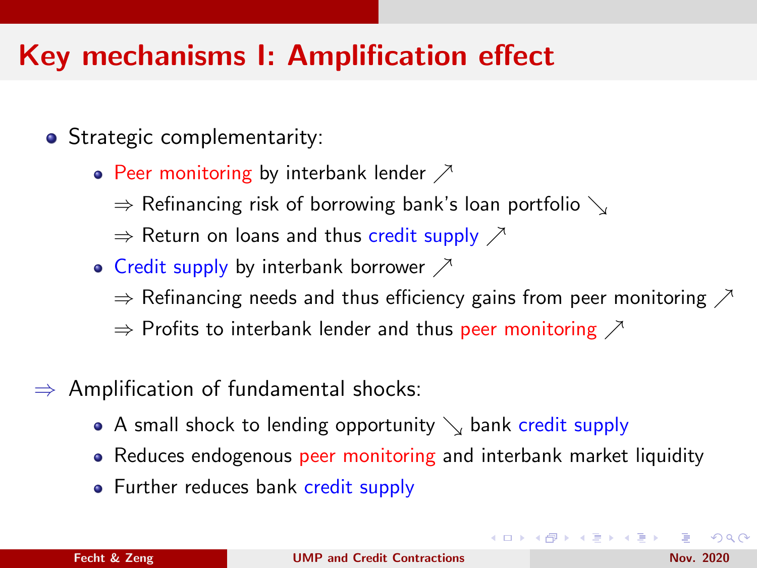# Key mechanisms I: Amplification effect

- Strategic complementarity:
  - Peer monitoring by interbank lender $\nearrow$

    $\Rightarrow$ Refinancing risk of borrowing bank's loan portfolio $\searrow$

    $\Rightarrow$ Return on loans and thus credit supply $\nearrow$
  - Credit supply by interbank borrower $\nearrow$

    $\Rightarrow$ Refinancing needs and thus efficiency gains from peer monitoring $\nearrow$

    $\Rightarrow$ Profits to interbank lender and thus peer monitoring $\nearrow$

$\Rightarrow$ Amplification of fundamental shocks:

- A small shock to lending opportunity $\searrow$ bank credit supply
- Reduces endogenous peer monitoring and interbank market liquidity
- Further reduces bank credit supply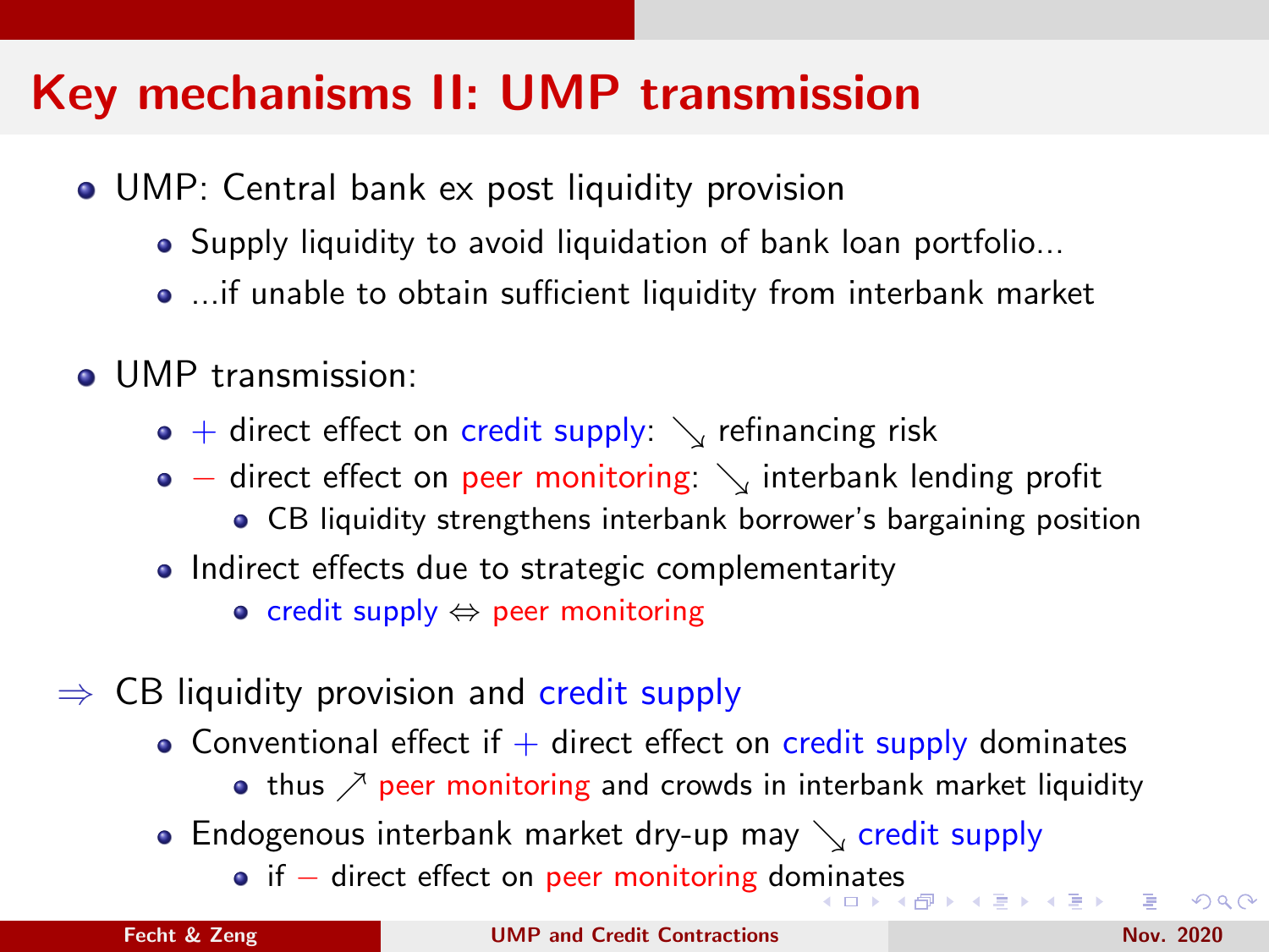# Key mechanisms II: UMP transmission

- UMP: Central bank ex post liquidity provision
  - Supply liquidity to avoid liquidation of bank loan portfolio...
  - ...if unable to obtain sufficient liquidity from interbank market
- UMP transmission:
  - $+$ direct effect on credit supply: $\searrow$ refinancing risk
  - $-$ direct effect on peer monitoring: $\searrow$ interbank lending profit
    - CB liquidity strengthens interbank borrower's bargaining position
  - Indirect effects due to strategic complementarity
    - credit supply $\Leftrightarrow$ peer monitoring

$\Rightarrow$ CB liquidity provision and credit supply

- Conventional effect if $+$ direct effect on credit supply dominates
  - thus $\nearrow$ peer monitoring and crowds in interbank market liquidity
- Endogenous interbank market dry-up may $\searrow$ credit supply
  - if $-$ direct effect on peer monitoring dominates